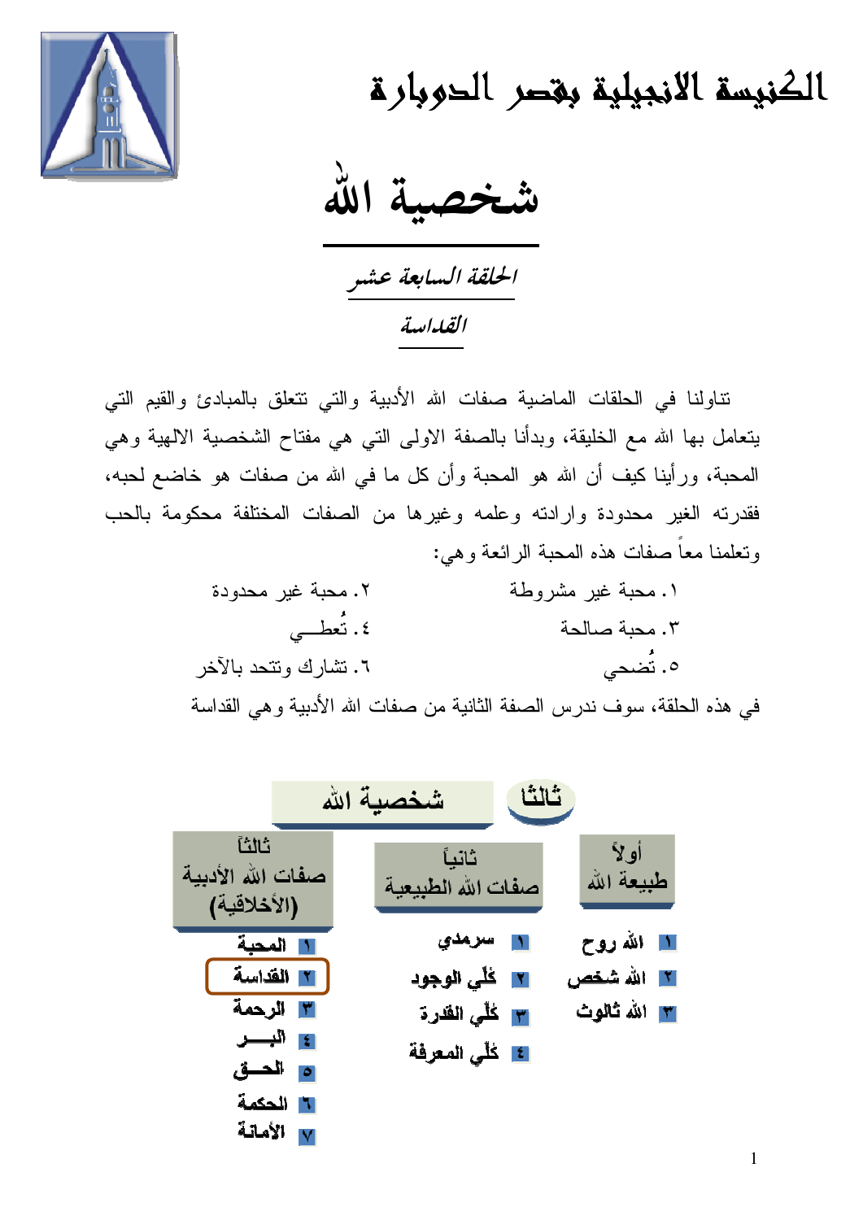# الكنيسة الانجيلية بقصر الدوبارة

# شخصية الله

## *الحلقة السابعة عشر*

## *القداسة*

تناولنا في الحلقات الماضية صفات الله الأدبية والتي تتعلق بالمبادئ والقيم التي يتعامل بها الله مع الخليقة، وبدأنا بالصفة الاولى التي هي مفتاح الشخصية الالهية وهي المحبة، ورأينا كيف أن الله هو المحبة وأن كل ما في الله من صفات هو خاضع لحبه، فقدرته الغير محدودة وارادته وعلمه وغيرها من الصفات المختلفة محكومة بالحب وتعلمنا معاً صفات هذه المحبة الرائعة وهي:

١. محبة غير مشروطة
٢. محبة غير محدودة
٣. محبة صالحة
٤. تُعطـــي
٥. تُضحي
٦. تشارك وتتحد بالآخر

في هذه الحلقة، سوف ندرس الصفة الثانية من صفات الله الأدبية وهي القداسة

**ثالثاً شخصية الله**

| أولاً طبيعة الله | ثانياً صفات الله الطبيعية | ثالثاً صفات الله الأدبية (الأخلاقية) |
|---|---|---|
| ١ الله روح | ١ سرمدي | ١ المحبة |
| ٢ الله شخص | ٢ كُلّي الوجود | ٢ القداسة |
| ٣ الله ثالوث | ٣ كُلّي القدرة | ٣ الرحمة |
| | ٤ كُلّي المعرفة | ٤ البـــر |
| | | ٥ الحـق |
| | | ٦ الحكمة |
| | | ٧ الأمانة |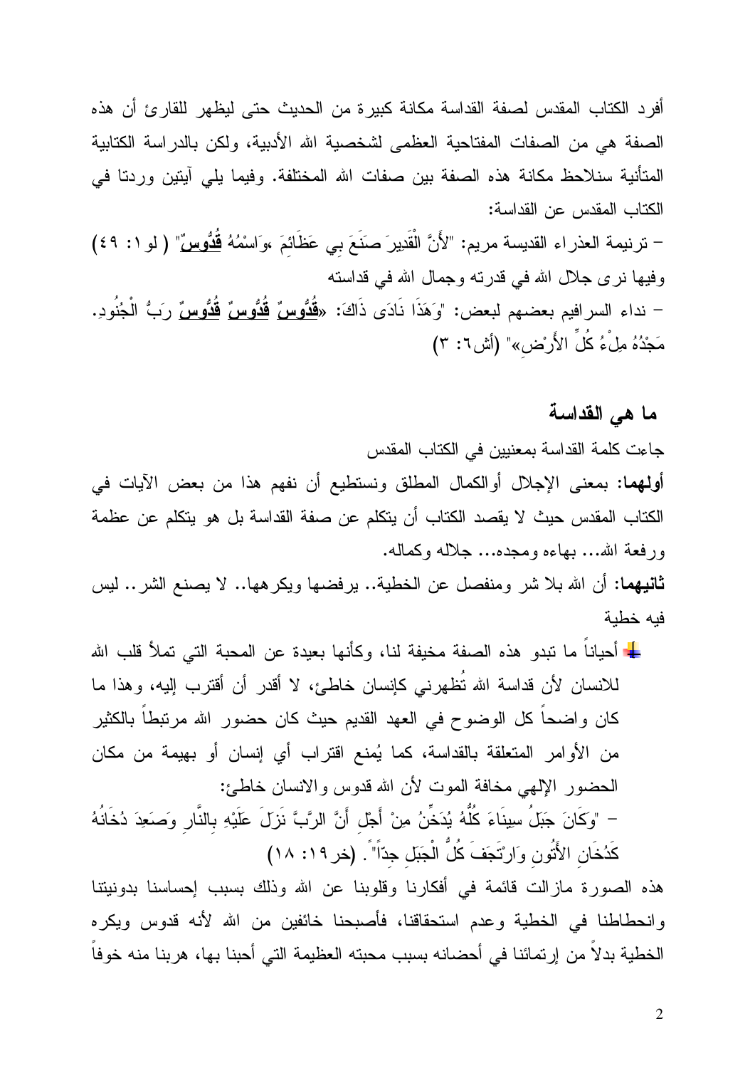أفرد الكتاب المقدس لصفة القداسة مكانة كبيرة من الحديث حتى ليظهر للقارئ أن هذه الصفة هي من الصفات المفتاحية العظمى لشخصية الله الأدبية، ولكن بالدراسة الكتابية المتأنية سنلاحظ مكانة هذه الصفة بين صفات الله المختلفة. وفيما يلي آيتين وردتا في الكتاب المقدس عن القداسة:

– ترنيمة العذراء القديسة مريم: "لأَنَّ الْقَدِيرَ صَنَعَ بِي عَظَائِمَ ،وَاسْمُهُ **قُدُّوسٌ**" ( لو١: ٤٩)

وفيها نرى جلال الله في قدرته وجمال الله في قداسته

– نداء السرافيم بعضهم لبعض: "وَهَذَا نَادَى ذَاكَ: «**قُدُّوسٌ قُدُّوسٌ قُدُّوسٌ** رَبُّ الْجُنُودِ. مَجْدُهُ مِلْءُ كُلِّ الأَرْضِ»" (أش٦: ٣)

## ما هي القداسة

جاءت كلمة القداسة بمعنيين في الكتاب المقدس

**أولهما:** بمعنى الإجلال أوالكمال المطلق ونستطيع أن نفهم هذا من بعض الآيات في الكتاب المقدس حيث لا يقصد الكتاب أن يتكلم عن صفة القداسة بل هو يتكلم عن عظمة ورفعة الله... بهاءه ومجده... جلاله وكماله.

**ثانيهما:** أن الله بلا شر ومنفصل عن الخطية.. يرفضها ويكرهها.. لا يصنع الشر.. ليس فيه خطية

- أحياناً ما تبدو هذه الصفة مخيفة لنا، وكأنها بعيدة عن المحبة التي تملأ قلب الله للانسان لأن قداسة الله تُظهرني كإنسان خاطئ، لا أقدر أن أقترب إليه، وهذا ما كان واضحاً كل الوضوح في العهد القديم حيث كان حضور الله مرتبطاً بالكثير من الأوامر المتعلقة بالقداسة، كما يُمنع اقتراب أي إنسان أو بهيمة من مكان الحضور الإلهي مخافة الموت لأن الله قدوس والانسان خاطئ:

  – "وَكَانَ جَبَلُ سِينَاءَ كُلُّهُ يُدَخِّنُ مِنْ أَجْلِ أَنَّ الرَّبَّ نَزَلَ عَلَيْهِ بِالنَّارِ وَصَعِدَ دُخَانُهُ كَدُخَانِ الأَتُونِ وَارْتَجَفَ كُلُّ الْجَبَلِ جِدّاً". (خر١٩: ١٨)

هذه الصورة مازالت قائمة في أفكارنا وقلوبنا عن الله وذلك بسبب إحساسنا بدونيتنا وانحطاطنا في الخطية وعدم استحقاقنا، فأصبحنا خائفين من الله لأنه قدوس ويكره الخطية بدلاً من إرتمائنا في أحضانه بسبب محبته العظيمة التي أحبنا بها، هربنا منه خوفاً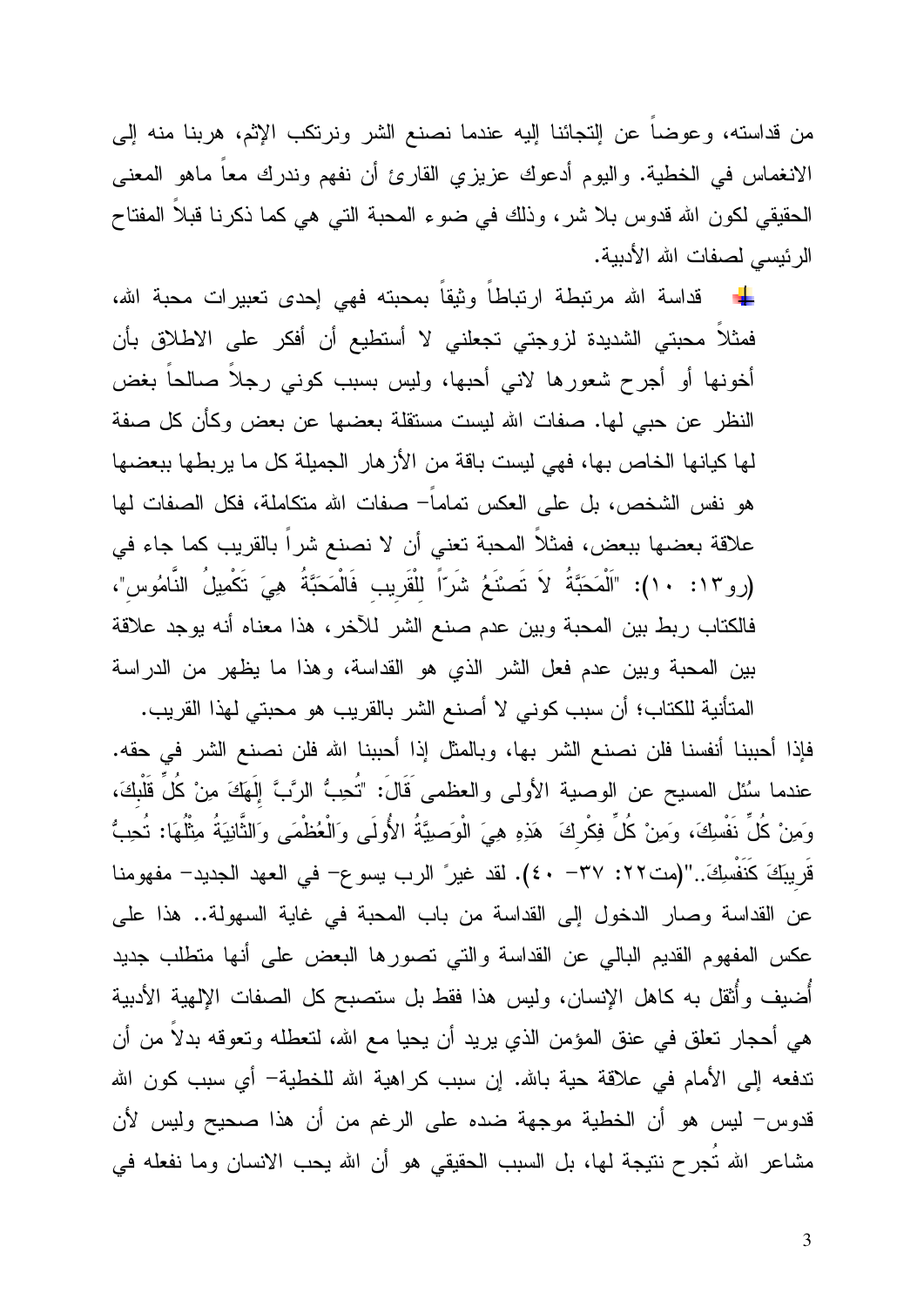من قداسته، وعوضاً عن إلتجائنا إليه عندما نصنع الشر ونرتكب الإثم، هربنا منه إلى الانغماس في الخطية. واليوم أدعوك عزيزي القارئ أن نفهم وندرك معاً ماهو المعنى الحقيقي لكون الله قدوس بلا شر، وذلك في ضوء المحبة التي هي كما ذكرنا قبلاً المفتاح الرئيسي لصفات الله الأدبية.

- قداسة الله مرتبطة ارتباطاً وثيقاً بمحبته فهي إحدى تعبيرات محبة الله، فمثلاً محبتي الشديدة لزوجتي تجعلني لا أستطيع أن أفكر على الاطلاق بأن أخونها أو أجرح شعورها لاني أحبها، وليس بسبب كوني رجلاً صالحاً بغض النظر عن حبي لها. صفات الله ليست مستقلة بعضها عن بعض وكأن كل صفة لها كيانها الخاص بها، فهي ليست باقة من الأزهار الجميلة كل ما يربطها ببعضها هو نفس الشخص، بل على العكس تماماً– صفات الله متكاملة، فكل الصفات لها علاقة بعضها ببعض، فمثلاً المحبة تعني أن لا نصنع شراً بالقريب كما جاء في (رو١٣: ١٠): "اَلْمَحَبَّةُ لاَ تَصْنَعُ شَرّاً لِلْقَرِيبِ فَالْمَحَبَّةُ هِيَ تَكْمِيلُ النَّامُوسِ"، فالكتاب ربط بين المحبة وبين عدم صنع الشر للآخر، هذا معناه أنه يوجد علاقة بين المحبة وبين عدم فعل الشر الذي هو القداسة، وهذا ما يظهر من الدراسة المتأنية للكتاب؛ أن سبب كوني لا أصنع الشر بالقريب هو محبتي لهذا القريب.

فإذا أحببنا أنفسنا فلن نصنع الشر بها، وبالمثل إذا أحببنا الله فلن نصنع الشر في حقه. عندما سُئل المسيح عن الوصية الأولى والعظمى قَالَ: "تُحِبُّ الرَّبَّ إِلَهَكَ مِنْ كُلِّ قَلْبِكَ، وَمِنْ كُلِّ نَفْسِكَ، وَمِنْ كُلِّ فِكْرِكَ هَذِهِ هِيَ الْوَصِيَّةُ الأُولَى وَالْعُظْمَى وَالثَّانِيَةُ مِثْلُهَا: تُحِبُّ قَرِيبَكَ كَنَفْسِكَ.."(مت٢٢: ٣٧– ٤٠). لقد غيرَ الرب يسوع– في العهد الجديد– مفهومنا عن القداسة وصار الدخول إلى القداسة من باب المحبة في غاية السهولة.. هذا على عكس المفهوم القديم البالي عن القداسة والتي تصورها البعض على أنها متطلب جديد أُضيف وأُثقل به كاهل الإنسان، وليس هذا فقط بل ستصبح كل الصفات الإلهية الأدبية هي أحجار تعلق في عنق المؤمن الذي يريد أن يحيا مع الله، لتعطله وتعوقه بدلاً من أن تدفعه إلى الأمام في علاقة حية بالله. إن سبب كراهية الله للخطية– أي سبب كون الله قدوس– ليس هو أن الخطية موجهة ضده على الرغم من أن هذا صحيح وليس لأن مشاعر الله تُجرح نتيجة لها، بل السبب الحقيقي هو أن الله يحب الانسان وما نفعله في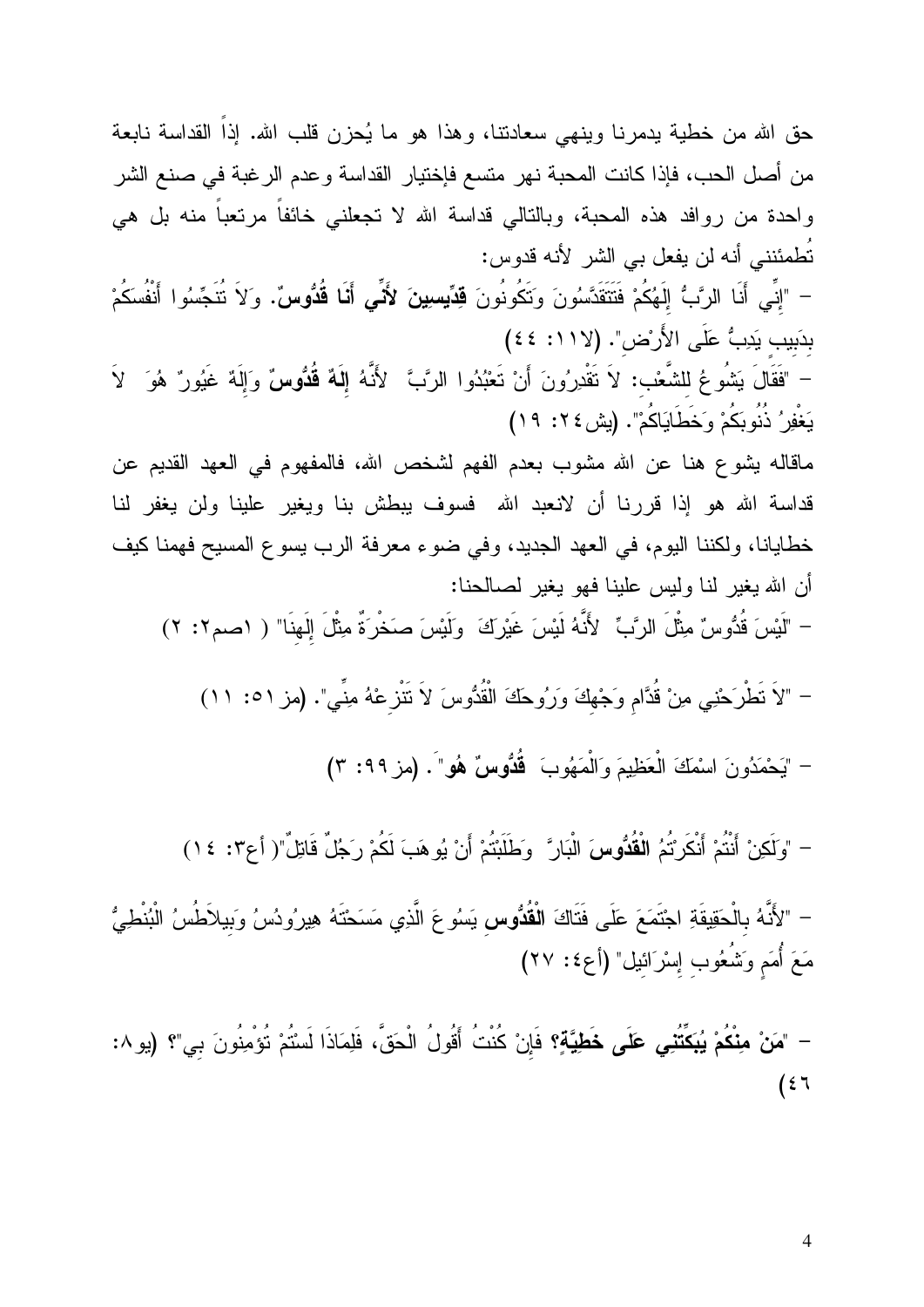حق الله من خطية يدمرنا وينهي سعادتنا، وهذا هو ما يُحزن قلب الله. إذاً القداسة نابعة من أصل الحب، فإذا كانت المحبة نهر متسع فإختيار القداسة وعدم الرغبة في صنع الشر واحدة من روافد هذه المحبة، وبالتالي قداسة الله لا تجعلني خائفاً مرتعباً منه بل هي تُطمئنني أنه لن يفعل بي الشر لأنه قدوس:

- "إِنِّي أَنَا الرَّبُّ إِلَهُكُمْ فَتَتَقَدَّسُونَ وَتَكُونُونَ **قِدِّيسِينَ لأَنِّي أَنَا قُدُّوسٌ**. وَلاَ تُنَجِّسُوا أَنْفُسَكُمْ بِدَبِيبٍ يَدِبُّ عَلَى الأَرْضِ". (لا١١: ٤٤)
- "فَقَالَ يَشُوعُ لِلشَّعْبِ: لاَ تَقْدِرُونَ أَنْ تَعْبُدُوا الرَّبَّ لأَنَّهُ **إِلَهٌ قُدُّوسٌ** وَإِلَهٌ غَيُورٌ هُوَ لاَ يَغْفِرُ ذُنُوبَكُمْ وَخَطَايَاكُمْ". (يش٢٤: ١٩)

ماقاله يشوع هنا عن الله مشوب بعدم الفهم لشخص الله، فالمفهوم في العهد القديم عن قداسة الله هو إذا قررنا أن لانعبد الله فسوف يبطش بنا ويغير علينا ولن يغفر لنا خطايانا، ولكننا اليوم، في العهد الجديد، وفي ضوء معرفة الرب يسوع المسيح فهمنا كيف أن الله يغير لنا وليس علينا فهو يغير لصالحنا:

- "لَيْسَ قُدُّوسٌ مِثْلَ الرَّبِّ لأَنَّهُ لَيْسَ غَيْرَكَ وَلَيْسَ صَخْرَةٌ مِثْلَ إِلَهِنَا" ( ١صم٢: ٢)
- "لاَ تَطْرَحْنِي مِنْ قُدَّامِ وَجْهِكَ وَرُوحَكَ الْقُدُّوسَ لاَ تَنْزِعْهُ مِنِّي". (مز٥١: ١١)
- "يَحْمَدُونَ اسْمَكَ الْعَظِيمَ وَالْمَهُوبَ **قُدُّوسٌ هُوَ**". (مز٩٩: ٣)
- "وَلَكِنْ أَنْتُمْ أَنْكَرْتُمُ **الْقُدُّوسَ** الْبَارَّ وَطَلَبْتُمْ أَنْ يُوهَبَ لَكُمْ رَجُلٌ قَاتِلٌ"( أع٣: ١٤)
- "لأَنَّهُ بِالْحَقِيقَةِ اجْتَمَعَ عَلَى فَتَاكَ **الْقُدُّوسِ** يَسُوعَ الَّذِي مَسَحْتَهُ هِيرُودُسُ وَبِيلاَطُسُ الْبُنْطِيُّ مَعَ أُمَمٍ وَشُعُوبِ إِسْرَائِيل" (أع٤: ٢٧)
- "**مَنْ مِنْكُمْ يُبَكِّتُنِي عَلَى خَطِيَّةٍ**؟ فَإِنْ كُنْتُ أَقُولُ الْحَقَّ، فَلِمَاذَا لَسْتُمْ تُؤْمِنُونَ بِي"؟ (يو٨: ٤٦)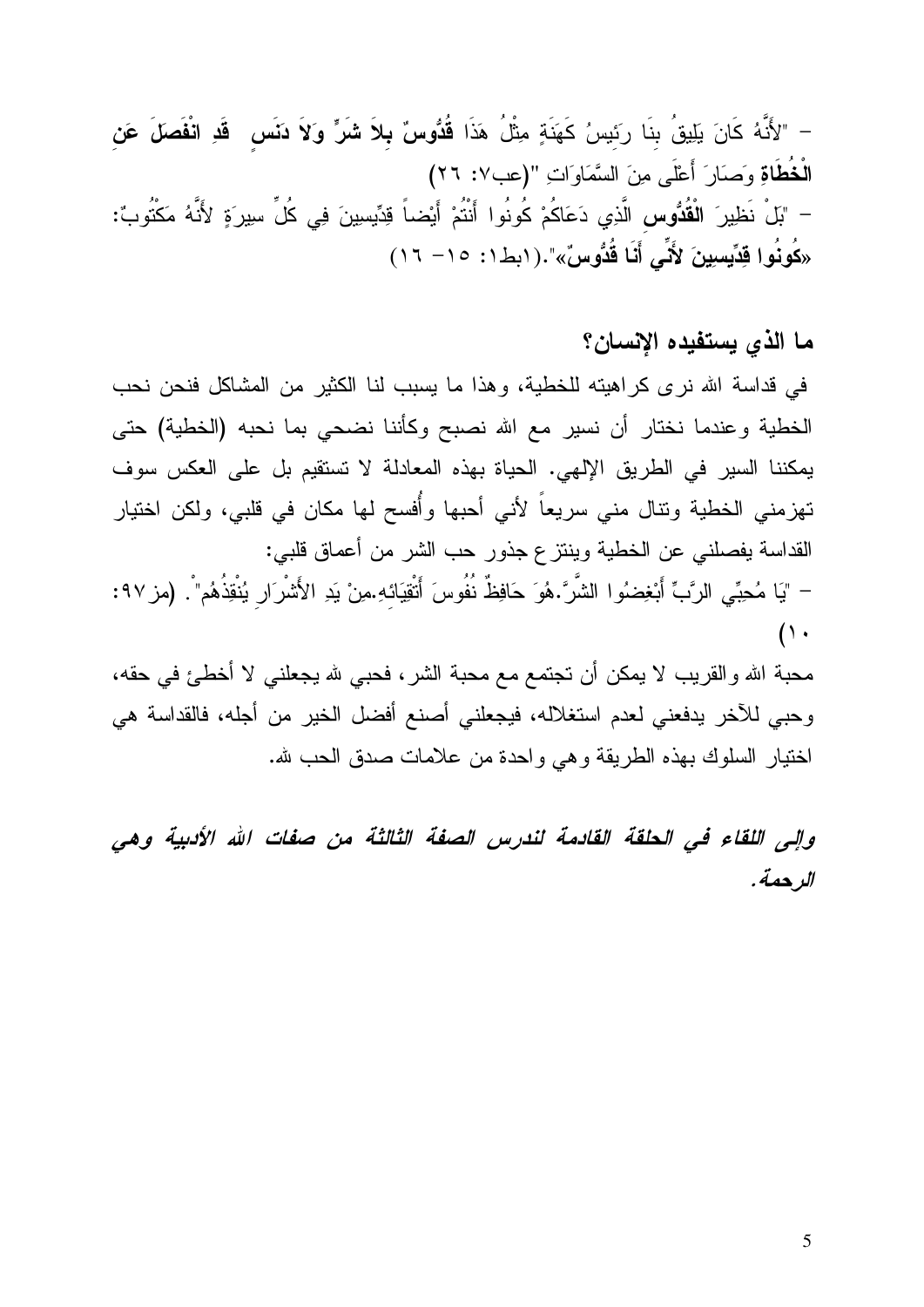- "لأَنَّهُ كَانَ يَلِيقُ بِنَا رَئِيسُ كَهَنَةٍ مِثْلُ هذَا **قُدُّوسٌ بِلاَ شَرٍّ وَلاَ دَنَسٍ قَدِ انْفَصَلَ عَنِ الْخُطَاةِ** وَصَارَ أَعْلَى مِنَ السَّمَاوَاتِ "(عب٧: ٢٦)

- "بَلْ نَظِيرَ **الْقُدُّوسِ** الَّذِي دَعَاكُمْ كُونُوا أَنْتُمْ أَيْضاً قِدِّيسِينَ فِي كُلِّ سِيرَةٍ لأَنَّهُ مَكْتُوبٌ: «**كُونُوا قِدِّيسِينَ لأَنِّي أَنَا قُدُّوسٌ**»".(١بط١: ١٥- ١٦)

## ما الذي يستفيده الإنسان؟

في قداسة الله نرى كراهيته للخطية، وهذا ما يسبب لنا الكثير من المشاكل فنحن نحب الخطية وعندما نختار أن نسير مع الله نصبح وكأننا نضحي بما نحبه (الخطية) حتى يمكننا السير في الطريق الإلهي. الحياة بهذه المعادلة لا تستقيم بل على العكس سوف تهزمني الخطية وتنال مني سريعاً لأني أحبها وأُفسح لها مكان في قلبي، ولكن اختيار القداسة يفصلني عن الخطية وينتزع جذور حب الشر من أعماق قلبي:

- "يَا مُحِبِّي الرَّبِّ أَبْغِضُوا الشَّرَّ.هُوَ حَافِظٌ نُفُوسَ أَتْقِيَائِهِ.مِنْ يَدِ الأَشْرَارِ يُنْقِذُهُم". (مز٩٧: ١٠)

محبة الله والقريب لا يمكن أن تجتمع مع محبة الشر، فحبي لله يجعلني لا أخطئ في حقه، وحبي للآخر يدفعني لعدم استغلاله، فيجعلني أصنع أفضل الخير من أجله، فالقداسة هي اختيار السلوك بهذه الطريقة وهي واحدة من علامات صدق الحب لله.

***وإلى اللقاء في الحلقة القادمة لندرس الصفة الثالثة من صفات الله الأدبية وهي الرحمة.***